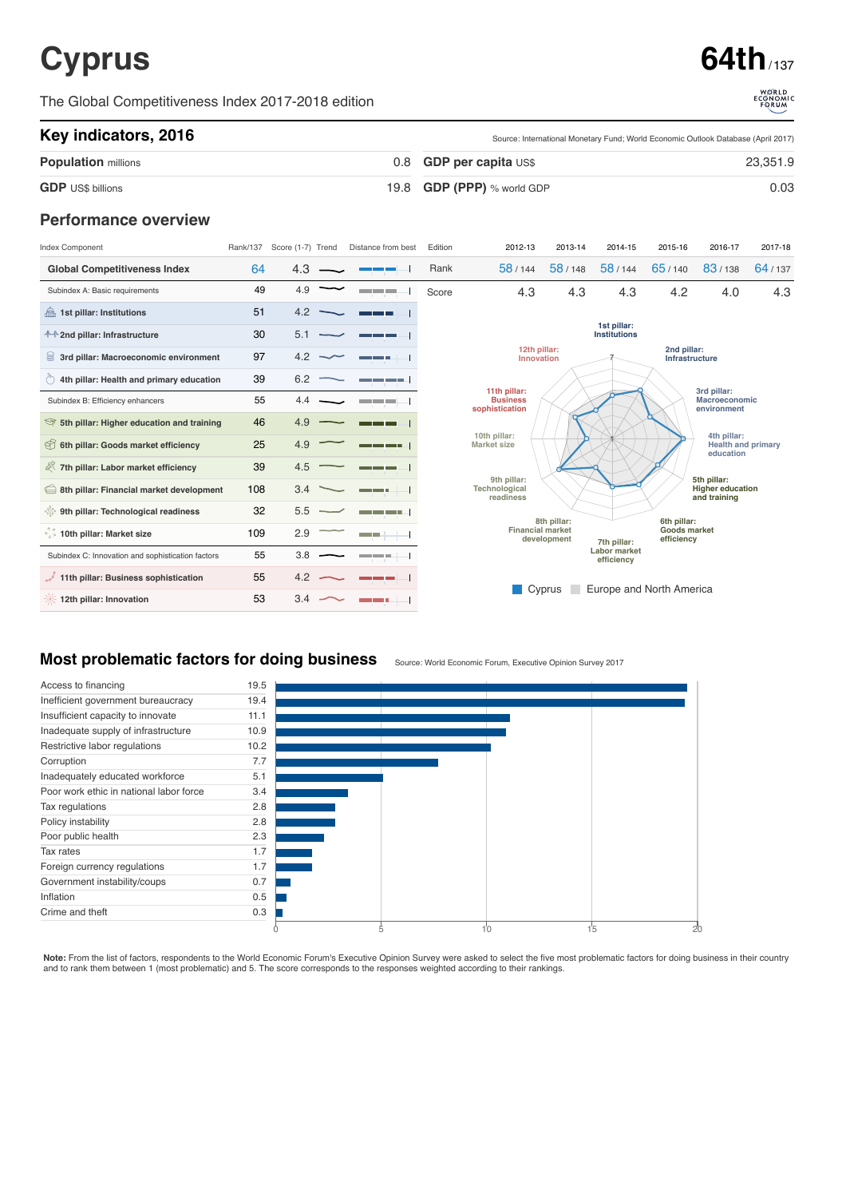# Cyprus

**64th** / 137

The Global Competitiveness Index 2017-2018 edition

## Key indicators, 2016

Source: International Monetary Fund; World Economic Outlook Database (April 2017)

| Indicator | Value | Indicator | Value |
|---|---|---|---|
| **Population** millions | 0.8 | **GDP per capita** US$ | 23,351.9 |
| **GDP** US$ billions | 19.8 | **GDP (PPP)** % world GDP | 0.03 |

## Performance overview

| Index Component | Rank/137 | Score (1-7) |
|---|---|---|
| **Global Competitiveness Index** | 64 | 4.3 |
| Subindex A: Basic requirements | 49 | 4.9 |
| 1st pillar: Institutions | 51 | 4.2 |
| 2nd pillar: Infrastructure | 30 | 5.1 |
| 3rd pillar: Macroeconomic environment | 97 | 4.2 |
| 4th pillar: Health and primary education | 39 | 6.2 |
| Subindex B: Efficiency enhancers | 55 | 4.4 |
| 5th pillar: Higher education and training | 46 | 4.9 |
| 6th pillar: Goods market efficiency | 25 | 4.9 |
| 7th pillar: Labor market efficiency | 39 | 4.5 |
| 8th pillar: Financial market development | 108 | 3.4 |
| 9th pillar: Technological readiness | 32 | 5.5 |
| 10th pillar: Market size | 109 | 2.9 |
| Subindex C: Innovation and sophistication factors | 55 | 3.8 |
| 11th pillar: Business sophistication | 55 | 4.2 |
| 12th pillar: Innovation | 53 | 3.4 |

| Edition | 2012-13 | 2013-14 | 2014-15 | 2015-16 | 2016-17 | 2017-18 |
|---|---|---|---|---|---|---|
| Rank | 58 / 144 | 58 / 148 | 58 / 144 | 65 / 140 | 83 / 138 | 64 / 137 |
| Score | 4.3 | 4.3 | 4.3 | 4.2 | 4.0 | 4.3 |

Cyprus / Europe and North America

## Most problematic factors for doing business

Source: World Economic Forum, Executive Opinion Survey 2017

| Factor | Score |
|---|---|
| Access to financing | 19.5 |
| Inefficient government bureaucracy | 19.4 |
| Insufficient capacity to innovate | 11.1 |
| Inadequate supply of infrastructure | 10.9 |
| Restrictive labor regulations | 10.2 |
| Corruption | 7.7 |
| Inadequately educated workforce | 5.1 |
| Poor work ethic in national labor force | 3.4 |
| Tax regulations | 2.8 |
| Policy instability | 2.8 |
| Poor public health | 2.3 |
| Tax rates | 1.7 |
| Foreign currency regulations | 1.7 |
| Government instability/coups | 0.7 |
| Inflation | 0.5 |
| Crime and theft | 0.3 |

**Note:** From the list of factors, respondents to the World Economic Forum's Executive Opinion Survey were asked to select the five most problematic factors for doing business in their country and to rank them between 1 (most problematic) and 5. The score corresponds to the responses weighted according to their rankings.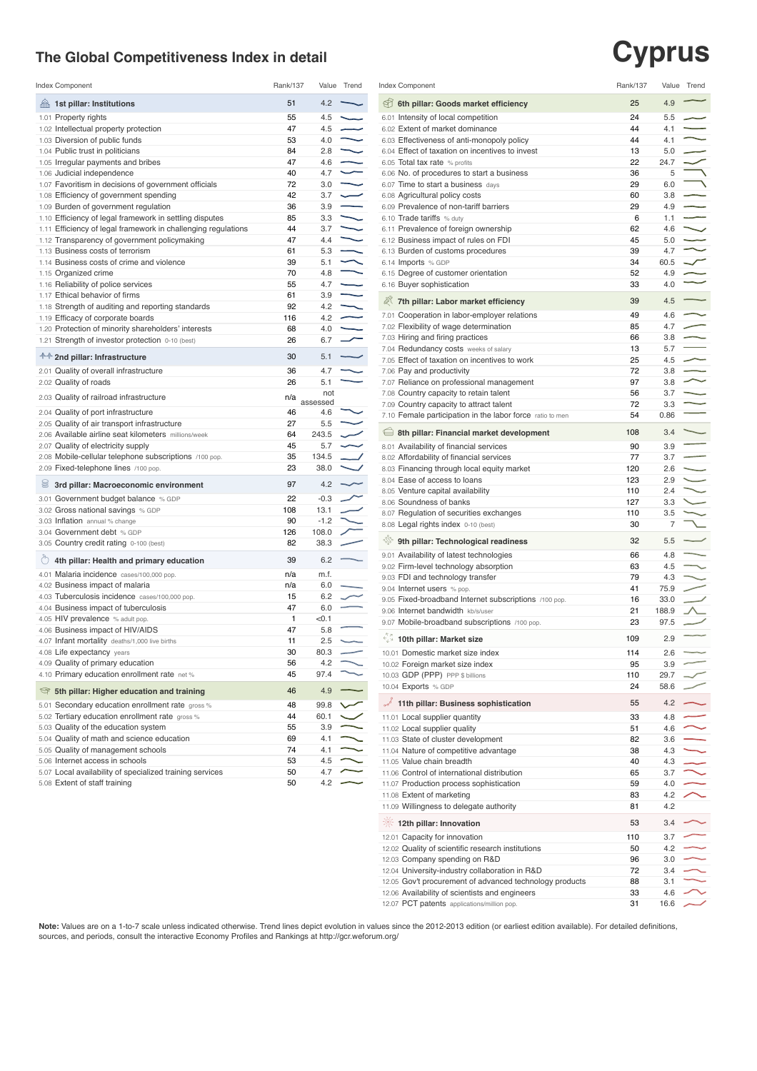# The Global Competitiveness Index in detail

# Cyprus

| Index Component | Rank/137 | Value | Trend |
|---|---|---|---|
| **1st pillar: Institutions** | **51** | **4.2** | |
| 1.01 Property rights | 55 | 4.5 | |
| 1.02 Intellectual property protection | 47 | 4.5 | |
| 1.03 Diversion of public funds | 53 | 4.0 | |
| 1.04 Public trust in politicians | 84 | 2.8 | |
| 1.05 Irregular payments and bribes | 47 | 4.6 | |
| 1.06 Judicial independence | 40 | 4.7 | |
| 1.07 Favoritism in decisions of government officials | 72 | 3.0 | |
| 1.08 Efficiency of government spending | 42 | 3.7 | |
| 1.09 Burden of government regulation | 36 | 3.9 | |
| 1.10 Efficiency of legal framework in settling disputes | 85 | 3.3 | |
| 1.11 Efficiency of legal framework in challenging regulations | 44 | 3.7 | |
| 1.12 Transparency of government policymaking | 47 | 4.4 | |
| 1.13 Business costs of terrorism | 61 | 5.3 | |
| 1.14 Business costs of crime and violence | 39 | 5.1 | |
| 1.15 Organized crime | 70 | 4.8 | |
| 1.16 Reliability of police services | 55 | 4.7 | |
| 1.17 Ethical behavior of firms | 61 | 3.9 | |
| 1.18 Strength of auditing and reporting standards | 92 | 4.2 | |
| 1.19 Efficacy of corporate boards | 116 | 4.2 | |
| 1.20 Protection of minority shareholders' interests | 68 | 4.0 | |
| 1.21 Strength of investor protection 0-10 (best) | 26 | 6.7 | |
| **2nd pillar: Infrastructure** | **30** | **5.1** | |
| 2.01 Quality of overall infrastructure | 36 | 4.7 | |
| 2.02 Quality of roads | 26 | 5.1 | |
| 2.03 Quality of railroad infrastructure | n/a | not assessed | |
| 2.04 Quality of port infrastructure | 46 | 4.6 | |
| 2.05 Quality of air transport infrastructure | 27 | 5.5 | |
| 2.06 Available airline seat kilometers millions/week | 64 | 243.5 | |
| 2.07 Quality of electricity supply | 45 | 5.7 | |
| 2.08 Mobile-cellular telephone subscriptions /100 pop. | 35 | 134.5 | |
| 2.09 Fixed-telephone lines /100 pop. | 23 | 38.0 | |
| **3rd pillar: Macroeconomic environment** | **97** | **4.2** | |
| 3.01 Government budget balance % GDP | 22 | -0.3 | |
| 3.02 Gross national savings % GDP | 108 | 13.1 | |
| 3.03 Inflation annual % change | 90 | -1.2 | |
| 3.04 Government debt % GDP | 126 | 108.0 | |
| 3.05 Country credit rating 0-100 (best) | 82 | 38.3 | |
| **4th pillar: Health and primary education** | **39** | **6.2** | |
| 4.01 Malaria incidence cases/100,000 pop. | n/a | m.f. | |
| 4.02 Business impact of malaria | n/a | 6.0 | |
| 4.03 Tuberculosis incidence cases/100,000 pop. | 15 | 6.2 | |
| 4.04 Business impact of tuberculosis | 47 | 6.0 | |
| 4.05 HIV prevalence % adult pop. | 1 | <0.1 | |
| 4.06 Business impact of HIV/AIDS | 47 | 5.8 | |
| 4.07 Infant mortality deaths/1,000 live births | 11 | 2.5 | |
| 4.08 Life expectancy years | 30 | 80.3 | |
| 4.09 Quality of primary education | 56 | 4.2 | |
| 4.10 Primary education enrollment rate net % | 45 | 97.4 | |
| **5th pillar: Higher education and training** | **46** | **4.9** | |
| 5.01 Secondary education enrollment rate gross % | 48 | 99.8 | |
| 5.02 Tertiary education enrollment rate gross % | 44 | 60.1 | |
| 5.03 Quality of the education system | 55 | 3.9 | |
| 5.04 Quality of math and science education | 69 | 4.1 | |
| 5.05 Quality of management schools | 74 | 4.1 | |
| 5.06 Internet access in schools | 53 | 4.5 | |
| 5.07 Local availability of specialized training services | 50 | 4.7 | |
| 5.08 Extent of staff training | 50 | 4.2 | |
| **6th pillar: Goods market efficiency** | **25** | **4.9** | |
| 6.01 Intensity of local competition | 24 | 5.5 | |
| 6.02 Extent of market dominance | 44 | 4.1 | |
| 6.03 Effectiveness of anti-monopoly policy | 44 | 4.1 | |
| 6.04 Effect of taxation on incentives to invest | 13 | 5.0 | |
| 6.05 Total tax rate % profits | 22 | 24.7 | |
| 6.06 No. of procedures to start a business | 36 | 5 | |
| 6.07 Time to start a business days | 29 | 6.0 | |
| 6.08 Agricultural policy costs | 60 | 3.8 | |
| 6.09 Prevalence of non-tariff barriers | 29 | 4.9 | |
| 6.10 Trade tariffs % duty | 6 | 1.1 | |
| 6.11 Prevalence of foreign ownership | 62 | 4.6 | |
| 6.12 Business impact of rules on FDI | 45 | 5.0 | |
| 6.13 Burden of customs procedures | 39 | 4.7 | |
| 6.14 Imports % GDP | 34 | 60.5 | |
| 6.15 Degree of customer orientation | 52 | 4.9 | |
| 6.16 Buyer sophistication | 33 | 4.0 | |
| **7th pillar: Labor market efficiency** | **39** | **4.5** | |
| 7.01 Cooperation in labor-employer relations | 49 | 4.6 | |
| 7.02 Flexibility of wage determination | 85 | 4.7 | |
| 7.03 Hiring and firing practices | 66 | 3.8 | |
| 7.04 Redundancy costs weeks of salary | 13 | 5.7 | |
| 7.05 Effect of taxation on incentives to work | 25 | 4.5 | |
| 7.06 Pay and productivity | 72 | 3.8 | |
| 7.07 Reliance on professional management | 97 | 3.8 | |
| 7.08 Country capacity to retain talent | 56 | 3.7 | |
| 7.09 Country capacity to attract talent | 72 | 3.3 | |
| 7.10 Female participation in the labor force ratio to men | 54 | 0.86 | |
| **8th pillar: Financial market development** | **108** | **3.4** | |
| 8.01 Availability of financial services | 90 | 3.9 | |
| 8.02 Affordability of financial services | 77 | 3.7 | |
| 8.03 Financing through local equity market | 120 | 2.6 | |
| 8.04 Ease of access to loans | 123 | 2.9 | |
| 8.05 Venture capital availability | 110 | 2.4 | |
| 8.06 Soundness of banks | 127 | 3.3 | |
| 8.07 Regulation of securities exchanges | 110 | 3.5 | |
| 8.08 Legal rights index 0-10 (best) | 30 | 7 | |
| **9th pillar: Technological readiness** | **32** | **5.5** | |
| 9.01 Availability of latest technologies | 66 | 4.8 | |
| 9.02 Firm-level technology absorption | 63 | 4.5 | |
| 9.03 FDI and technology transfer | 79 | 4.3 | |
| 9.04 Internet users % pop. | 41 | 75.9 | |
| 9.05 Fixed-broadband Internet subscriptions /100 pop. | 16 | 33.0 | |
| 9.06 Internet bandwidth kb/s/user | 21 | 188.9 | |
| 9.07 Mobile-broadband subscriptions /100 pop. | 23 | 97.5 | |
| **10th pillar: Market size** | **109** | **2.9** | |
| 10.01 Domestic market size index | 114 | 2.6 | |
| 10.02 Foreign market size index | 95 | 3.9 | |
| 10.03 GDP (PPP) PPP $ billions | 110 | 29.7 | |
| 10.04 Exports % GDP | 24 | 58.6 | |
| **11th pillar: Business sophistication** | **55** | **4.2** | |
| 11.01 Local supplier quantity | 33 | 4.8 | |
| 11.02 Local supplier quality | 51 | 4.6 | |
| 11.03 State of cluster development | 82 | 3.6 | |
| 11.04 Nature of competitive advantage | 38 | 4.3 | |
| 11.05 Value chain breadth | 40 | 4.3 | |
| 11.06 Control of international distribution | 65 | 3.7 | |
| 11.07 Production process sophistication | 59 | 4.0 | |
| 11.08 Extent of marketing | 83 | 4.2 | |
| 11.09 Willingness to delegate authority | 81 | 4.2 | |
| **12th pillar: Innovation** | **53** | **3.4** | |
| 12.01 Capacity for innovation | 110 | 3.7 | |
| 12.02 Quality of scientific research institutions | 50 | 4.2 | |
| 12.03 Company spending on R&D | 96 | 3.0 | |
| 12.04 University-industry collaboration in R&D | 72 | 3.4 | |
| 12.05 Gov't procurement of advanced technology products | 88 | 3.1 | |
| 12.06 Availability of scientists and engineers | 33 | 4.6 | |
| 12.07 PCT patents applications/million pop. | 31 | 16.6 | |

**Note:** Values are on a 1-to-7 scale unless indicated otherwise. Trend lines depict evolution in values since the 2012-2013 edition (or earliest edition available). For detailed definitions, sources, and periods, consult the interactive Economy Profiles and Rankings at http://gcr.weforum.org/